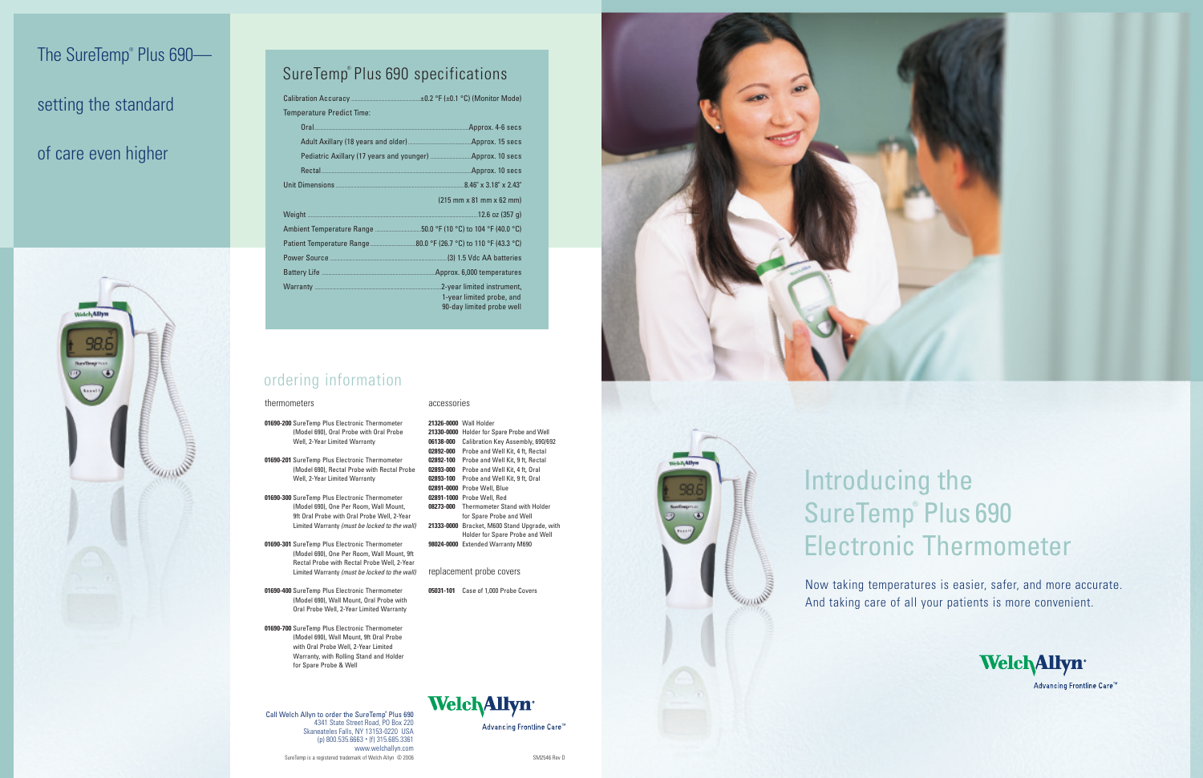# The SureTemp® Plus 690—setting the standard of care even higher

## SureTemp® Plus 690 specifications

| Specification | Value |
|---|---|
| Calibration Accuracy | ±0.2 °F (±0.1 °C) (Monitor Mode) |
| Temperature Predict Time: | |
| Oral | Approx. 4-6 secs |
| Adult Axillary (18 years and older) | Approx. 15 secs |
| Pediatric Axillary (17 years and younger) | Approx. 10 secs |
| Rectal | Approx. 10 secs |
| Unit Dimensions | 8.46" x 3.18" x 2.43" (215 mm x 81 mm x 62 mm) |
| Weight | 12.6 oz (357 g) |
| Ambient Temperature Range | 50.0 °F (10 °C) to 104 °F (40.0 °C) |
| Patient Temperature Range | 80.0 °F (26.7 °C) to 110 °F (43.3 °C) |
| Power Source | (3) 1.5 Vdc AA batteries |
| Battery Life | Approx. 6,000 temperatures |
| Warranty | 2-year limited instrument, 1-year limited probe, and 90-day limited probe well |

## ordering information

### thermometers

**01690-200** SureTemp Plus Electronic Thermometer (Model 690), Oral Probe with Oral Probe Well, 2-Year Limited Warranty

**01690-201** SureTemp Plus Electronic Thermometer (Model 690), Rectal Probe with Rectal Probe Well, 2-Year Limited Warranty

**01690-300** SureTemp Plus Electronic Thermometer (Model 690), One Per Room, Wall Mount, 9ft Oral Probe with Oral Probe Well, 2-Year Limited Warranty *(must be locked to the wall)*

**01690-301** SureTemp Plus Electronic Thermometer (Model 690), One Per Room, Wall Mount, 9ft Rectal Probe with Rectal Probe Well, 2-Year Limited Warranty *(must be locked to the wall)*

**01690-400** SureTemp Plus Electronic Thermometer (Model 690), Wall Mount, Oral Probe with Oral Probe Well, 2-Year Limited Warranty

**01690-700** SureTemp Plus Electronic Thermometer (Model 690), Wall Mount, 9ft Oral Probe with Oral Probe Well, 2-Year Limited Warranty, with Rolling Stand and Holder for Spare Probe & Well

### accessories

**21326-0000** Wall Holder
**21330-0000** Holder for Spare Probe and Well
**06138-000** Calibration Key Assembly, 690/692
**02892-000** Probe and Well Kit, 4 ft, Rectal
**02892-100** Probe and Well Kit, 9 ft, Rectal
**02893-000** Probe and Well Kit, 4 ft, Oral
**02893-100** Probe and Well Kit, 9 ft, Oral
**02891-0000** Probe Well, Blue
**02891-1000** Probe Well, Red
**08273-000** Thermometer Stand with Holder for Spare Probe and Well
**21333-0000** Bracket, M600 Stand Upgrade, with Holder for Spare Probe and Well
**98024-0000** Extended Warranty M690

### replacement probe covers

**05031-101** Case of 1,000 Probe Covers

Call Welch Allyn to order the SureTemp® Plus 690
4341 State Street Road, PO Box 220
Skaneateles Falls, NY 13153-0220 USA
(p) 800.535.6663 • (f) 315.685.3361
www.welchallyn.com

SureTemp is a registered trademark of Welch Allyn © 2006

Welch Allyn® Advancing Frontline Care™

SM2546 Rev D

# Introducing the SureTemp® Plus 690 Electronic Thermometer

Now taking temperatures is easier, safer, and more accurate. And taking care of all your patients is more convenient.

Welch Allyn® Advancing Frontline Care™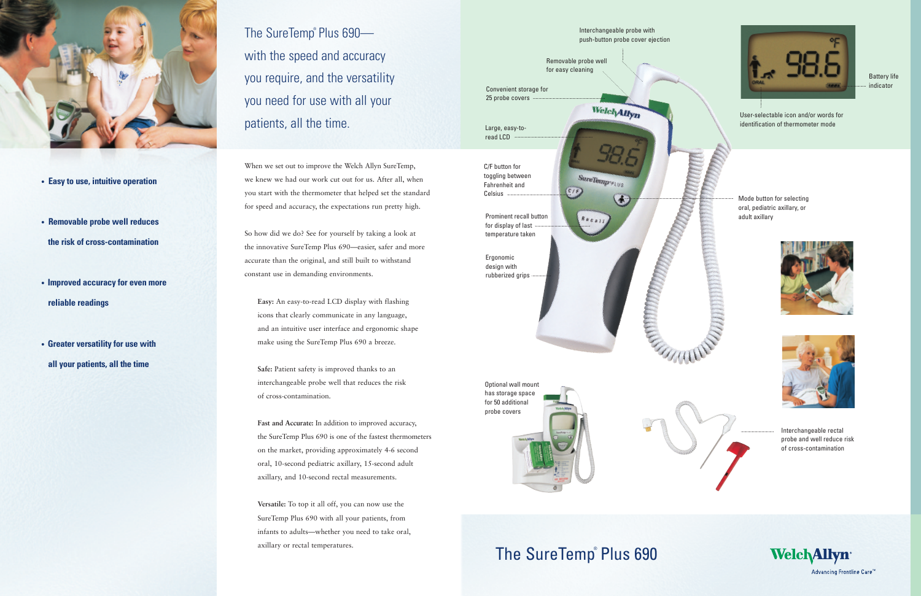- **Easy to use, intuitive operation**
- **Removable probe well reduces the risk of cross-contamination**
- **Improved accuracy for even more reliable readings**
- **Greater versatility for use with all your patients, all the time**

# The SureTemp® Plus 690—with the speed and accuracy you require, and the versatility you need for use with all your patients, all the time.

When we set out to improve the Welch Allyn SureTemp, we knew we had our work cut out for us. After all, when you start with the thermometer that helped set the standard for speed and accuracy, the expectations run pretty high.

So how did we do? See for yourself by taking a look at the innovative SureTemp Plus 690—easier, safer and more accurate than the original, and still built to withstand constant use in demanding environments.

**Easy:** An easy-to-read LCD display with flashing icons that clearly communicate in any language, and an intuitive user interface and ergonomic shape make using the SureTemp Plus 690 a breeze.

**Safe:** Patient safety is improved thanks to an interchangeable probe well that reduces the risk of cross-contamination.

**Fast and Accurate:** In addition to improved accuracy, the SureTemp Plus 690 is one of the fastest thermometers on the market, providing approximately 4-6 second oral, 10-second pediatric axillary, 15-second adult axillary, and 10-second rectal measurements.

**Versatile:** To top it all off, you can now use the SureTemp Plus 690 with all your patients, from infants to adults—whether you need to take oral, axillary or rectal temperatures.

Interchangeable probe with push-button probe cover ejection

Removable probe well for easy cleaning

Convenient storage for 25 probe covers

Large, easy-to-read LCD

C/F button for toggling between Fahrenheit and Celsius

Prominent recall button for display of last temperature taken

Ergonomic design with rubberized grips

Battery life indicator

User-selectable icon and/or words for identification of thermometer mode

Mode button for selecting oral, pediatric axillary, or adult axillary

Optional wall mount has storage space for 50 additional probe covers

Interchangeable rectal probe and well reduce risk of cross-contamination

## The SureTemp® Plus 690

Welch Allyn®
Advancing Frontline Care™